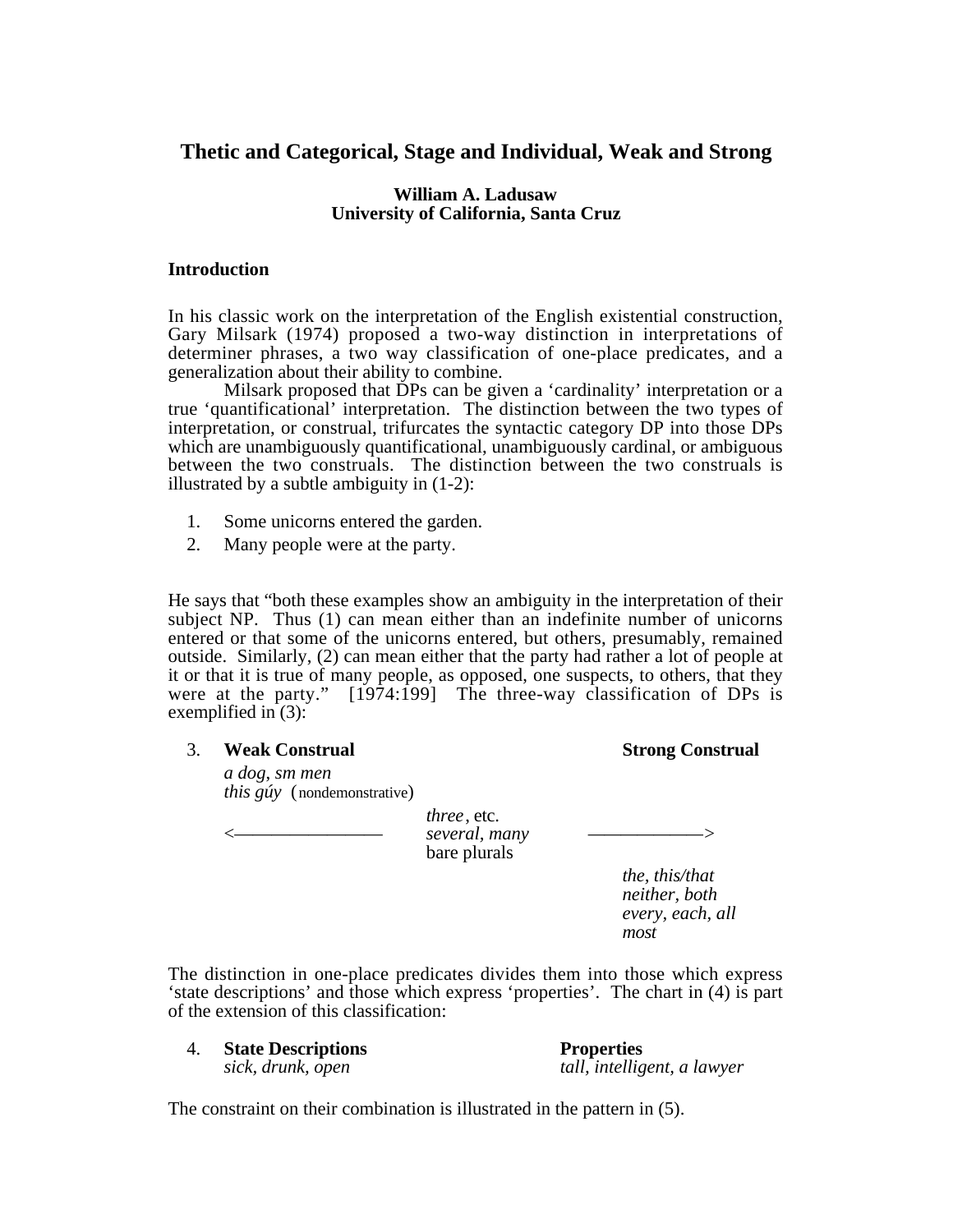# Thetic and Categorical, Stage and Individual, Weak and Strong

**William A. Ladusaw**
**University of California, Santa Cruz**

## Introduction

In his classic work on the interpretation of the English existential construction, Gary Milsark (1974) proposed a two-way distinction in interpretations of determiner phrases, a two way classification of one-place predicates, and a generalization about their ability to combine.

Milsark proposed that DPs can be given a 'cardinality' interpretation or a true 'quantificational' interpretation. The distinction between the two types of interpretation, or construal, trifurcates the syntactic category DP into those DPs which are unambiguously quantificational, unambiguously cardinal, or ambiguous between the two construals. The distinction between the two construals is illustrated by a subtle ambiguity in (1-2):

1. Some unicorns entered the garden.
2. Many people were at the party.

He says that "both these examples show an ambiguity in the interpretation of their subject NP. Thus (1) can mean either than an indefinite number of unicorns entered or that some of the unicorns entered, but others, presumably, remained outside. Similarly, (2) can mean either that the party had rather a lot of people at it or that it is true of many people, as opposed, one suspects, to others, that they were at the party." [1974:199] The three-way classification of DPs is exemplified in (3):

3. **Weak Construal** | **Strong Construal**

| **Weak Construal** | | **Strong Construal** |
|---|---|---|
| *a dog, sm men*<br>*this gúy* (nondemonstrative) | | |
| <—————————— | *three*, etc.<br>*several, many*<br>bare plurals | ——————> |
| | | *the, this/that*<br>*neither, both*<br>*every, each, all*<br>*most* |

The distinction in one-place predicates divides them into those which express 'state descriptions' and those which express 'properties'. The chart in (4) is part of the extension of this classification:

4.

| **State Descriptions** | **Properties** |
|---|---|
| *sick, drunk, open* | *tall, intelligent, a lawyer* |

The constraint on their combination is illustrated in the pattern in (5).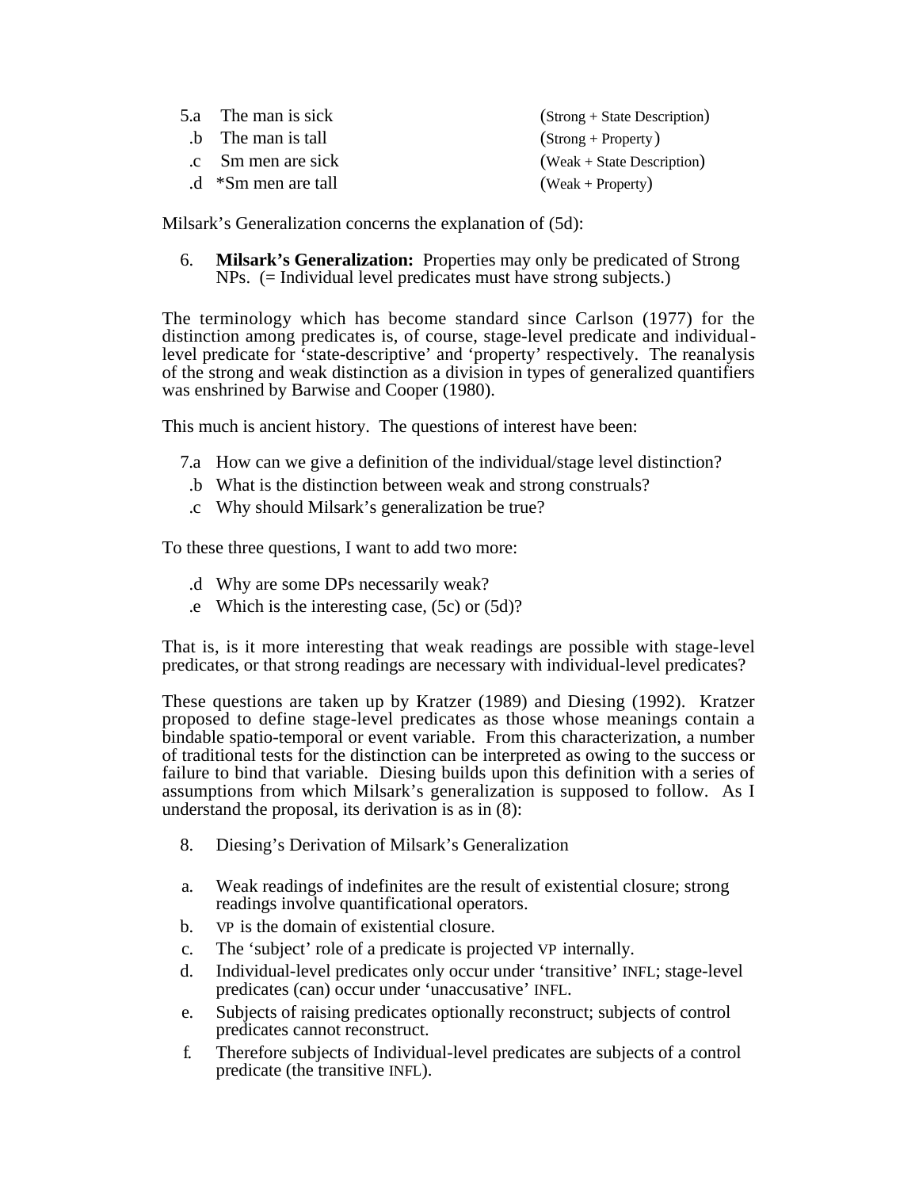5.a  The man is sick (Strong + State Description)
 .b  The man is tall (Strong + Property)
 .c  Sm men are sick (Weak + State Description)
 .d  *Sm men are tall (Weak + Property)

Milsark's Generalization concerns the explanation of (5d):

6. **Milsark's Generalization:** Properties may only be predicated of Strong NPs. (= Individual level predicates must have strong subjects.)

The terminology which has become standard since Carlson (1977) for the distinction among predicates is, of course, stage-level predicate and individual-level predicate for 'state-descriptive' and 'property' respectively. The reanalysis of the strong and weak distinction as a division in types of generalized quantifiers was enshrined by Barwise and Cooper (1980).

This much is ancient history. The questions of interest have been:

7.a  How can we give a definition of the individual/stage level distinction?
 .b  What is the distinction between weak and strong construals?
 .c  Why should Milsark's generalization be true?

To these three questions, I want to add two more:

 .d  Why are some DPs necessarily weak?
 .e  Which is the interesting case, (5c) or (5d)?

That is, is it more interesting that weak readings are possible with stage-level predicates, or that strong readings are necessary with individual-level predicates?

These questions are taken up by Kratzer (1989) and Diesing (1992). Kratzer proposed to define stage-level predicates as those whose meanings contain a bindable spatio-temporal or event variable. From this characterization, a number of traditional tests for the distinction can be interpreted as owing to the success or failure to bind that variable. Diesing builds upon this definition with a series of assumptions from which Milsark's generalization is supposed to follow. As I understand the proposal, its derivation is as in (8):

8. Diesing's Derivation of Milsark's Generalization

a. Weak readings of indefinites are the result of existential closure; strong readings involve quantificational operators.
b. VP is the domain of existential closure.
c. The 'subject' role of a predicate is projected VP internally.
d. Individual-level predicates only occur under 'transitive' INFL; stage-level predicates (can) occur under 'unaccusative' INFL.
e. Subjects of raising predicates optionally reconstruct; subjects of control predicates cannot reconstruct.
f. Therefore subjects of Individual-level predicates are subjects of a control predicate (the transitive INFL).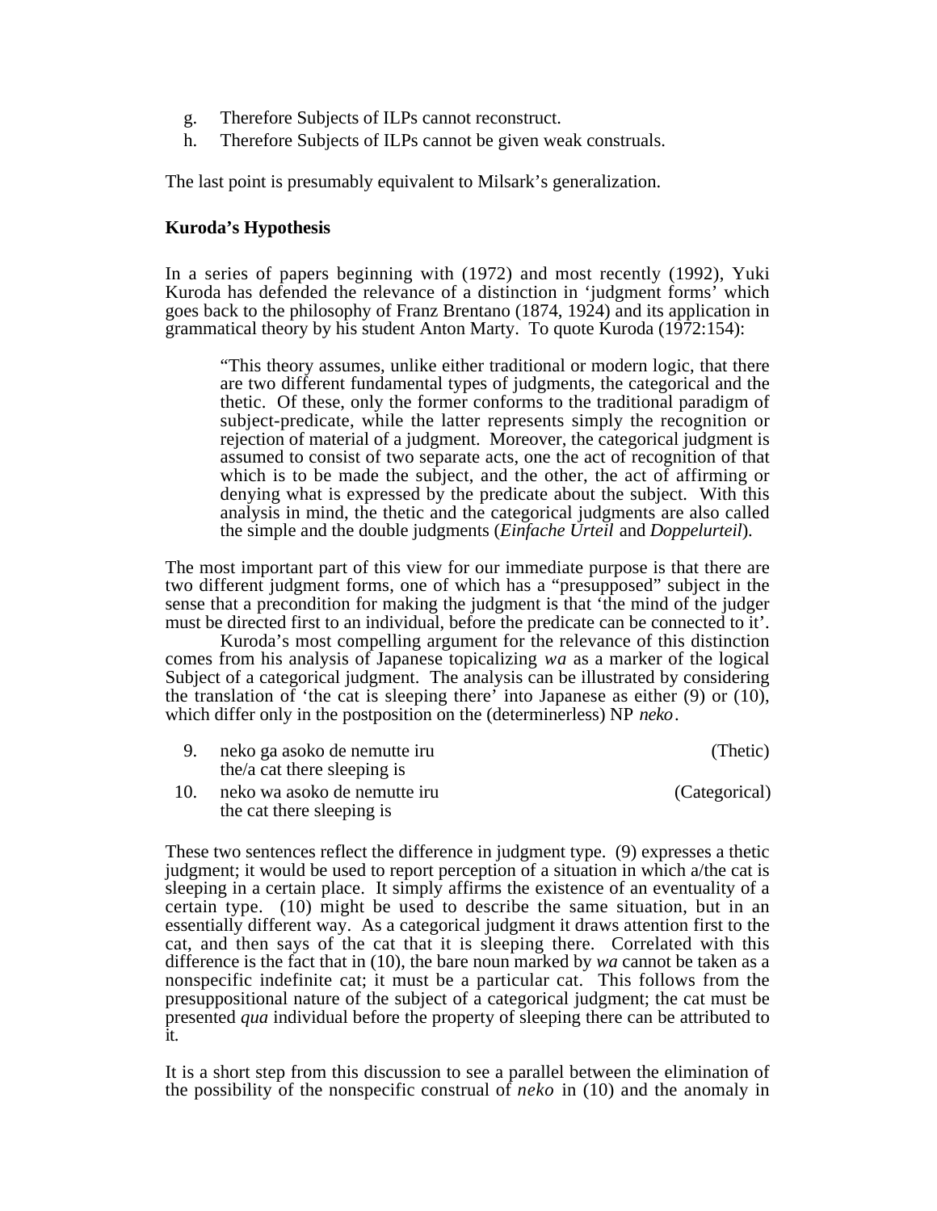g. Therefore Subjects of ILPs cannot reconstruct.
h. Therefore Subjects of ILPs cannot be given weak construals.

The last point is presumably equivalent to Milsark's generalization.

**Kuroda's Hypothesis**

In a series of papers beginning with (1972) and most recently (1992), Yuki Kuroda has defended the relevance of a distinction in 'judgment forms' which goes back to the philosophy of Franz Brentano (1874, 1924) and its application in grammatical theory by his student Anton Marty. To quote Kuroda (1972:154):

> "This theory assumes, unlike either traditional or modern logic, that there are two different fundamental types of judgments, the categorical and the thetic. Of these, only the former conforms to the traditional paradigm of subject-predicate, while the latter represents simply the recognition or rejection of material of a judgment. Moreover, the categorical judgment is assumed to consist of two separate acts, one the act of recognition of that which is to be made the subject, and the other, the act of affirming or denying what is expressed by the predicate about the subject. With this analysis in mind, the thetic and the categorical judgments are also called the simple and the double judgments (*Einfache Urteil* and *Doppelurteil*).

The most important part of this view for our immediate purpose is that there are two different judgment forms, one of which has a "presupposed" subject in the sense that a precondition for making the judgment is that 'the mind of the judger must be directed first to an individual, before the predicate can be connected to it'.

Kuroda's most compelling argument for the relevance of this distinction comes from his analysis of Japanese topicalizing *wa* as a marker of the logical Subject of a categorical judgment. The analysis can be illustrated by considering the translation of 'the cat is sleeping there' into Japanese as either (9) or (10), which differ only in the postposition on the (determinerless) NP *neko*.

9. neko ga asoko de nemutte iru (Thetic)
   the/a cat there sleeping is
10. neko wa asoko de nemutte iru (Categorical)
    the cat there sleeping is

These two sentences reflect the difference in judgment type. (9) expresses a thetic judgment; it would be used to report perception of a situation in which a/the cat is sleeping in a certain place. It simply affirms the existence of an eventuality of a certain type. (10) might be used to describe the same situation, but in an essentially different way. As a categorical judgment it draws attention first to the cat, and then says of the cat that it is sleeping there. Correlated with this difference is the fact that in (10), the bare noun marked by *wa* cannot be taken as a nonspecific indefinite cat; it must be a particular cat. This follows from the presuppositional nature of the subject of a categorical judgment; the cat must be presented *qua* individual before the property of sleeping there can be attributed to it.

It is a short step from this discussion to see a parallel between the elimination of the possibility of the nonspecific construal of *neko* in (10) and the anomaly in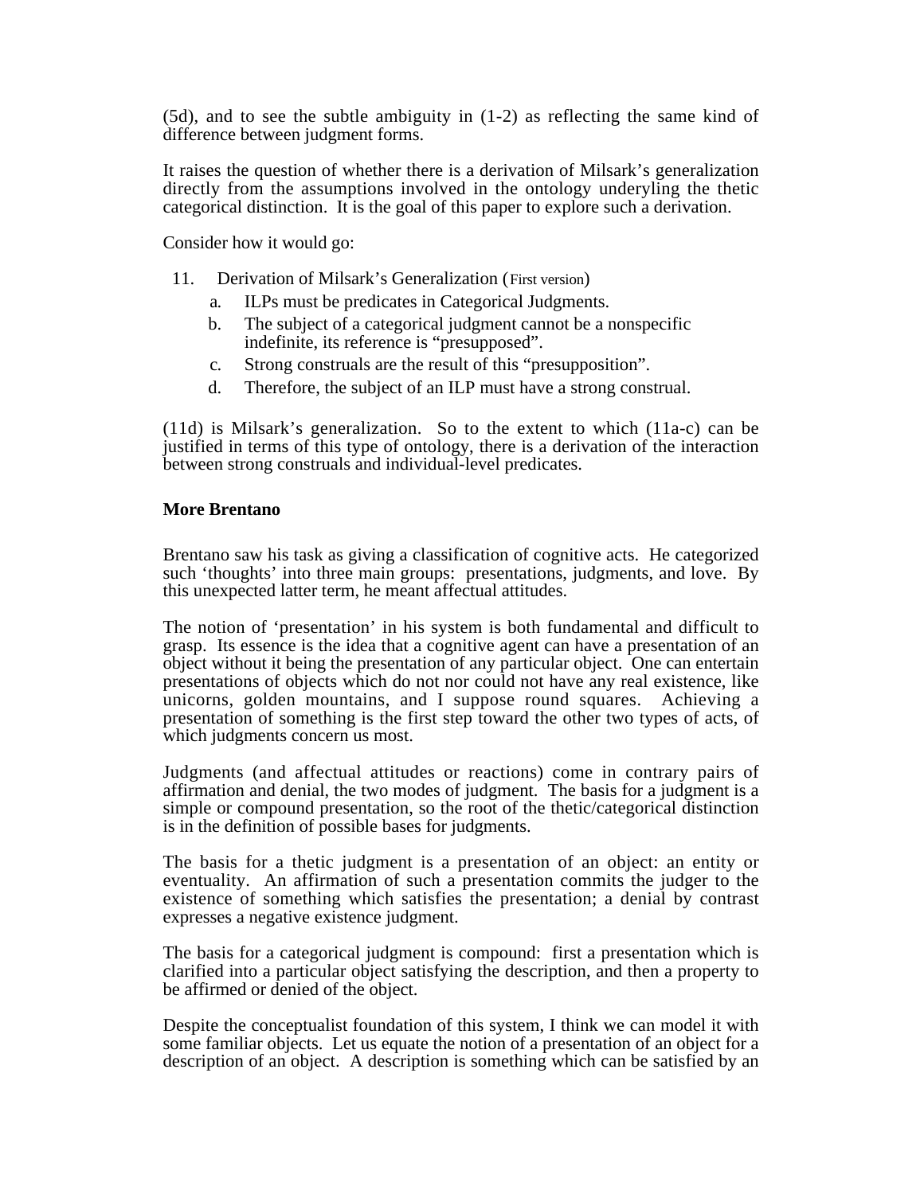(5d), and to see the subtle ambiguity in (1-2) as reflecting the same kind of difference between judgment forms.

It raises the question of whether there is a derivation of Milsark's generalization directly from the assumptions involved in the ontology underyling the thetic categorical distinction. It is the goal of this paper to explore such a derivation.

Consider how it would go:

11. Derivation of Milsark's Generalization (First version)
    a. ILPs must be predicates in Categorical Judgments.
    b. The subject of a categorical judgment cannot be a nonspecific indefinite, its reference is "presupposed".
    c. Strong construals are the result of this "presupposition".
    d. Therefore, the subject of an ILP must have a strong construal.

(11d) is Milsark's generalization. So to the extent to which (11a-c) can be justified in terms of this type of ontology, there is a derivation of the interaction between strong construals and individual-level predicates.

**More Brentano**

Brentano saw his task as giving a classification of cognitive acts. He categorized such 'thoughts' into three main groups: presentations, judgments, and love. By this unexpected latter term, he meant affectual attitudes.

The notion of 'presentation' in his system is both fundamental and difficult to grasp. Its essence is the idea that a cognitive agent can have a presentation of an object without it being the presentation of any particular object. One can entertain presentations of objects which do not nor could not have any real existence, like unicorns, golden mountains, and I suppose round squares. Achieving a presentation of something is the first step toward the other two types of acts, of which judgments concern us most.

Judgments (and affectual attitudes or reactions) come in contrary pairs of affirmation and denial, the two modes of judgment. The basis for a judgment is a simple or compound presentation, so the root of the thetic/categorical distinction is in the definition of possible bases for judgments.

The basis for a thetic judgment is a presentation of an object: an entity or eventuality. An affirmation of such a presentation commits the judger to the existence of something which satisfies the presentation; a denial by contrast expresses a negative existence judgment.

The basis for a categorical judgment is compound: first a presentation which is clarified into a particular object satisfying the description, and then a property to be affirmed or denied of the object.

Despite the conceptualist foundation of this system, I think we can model it with some familiar objects. Let us equate the notion of a presentation of an object for a description of an object. A description is something which can be satisfied by an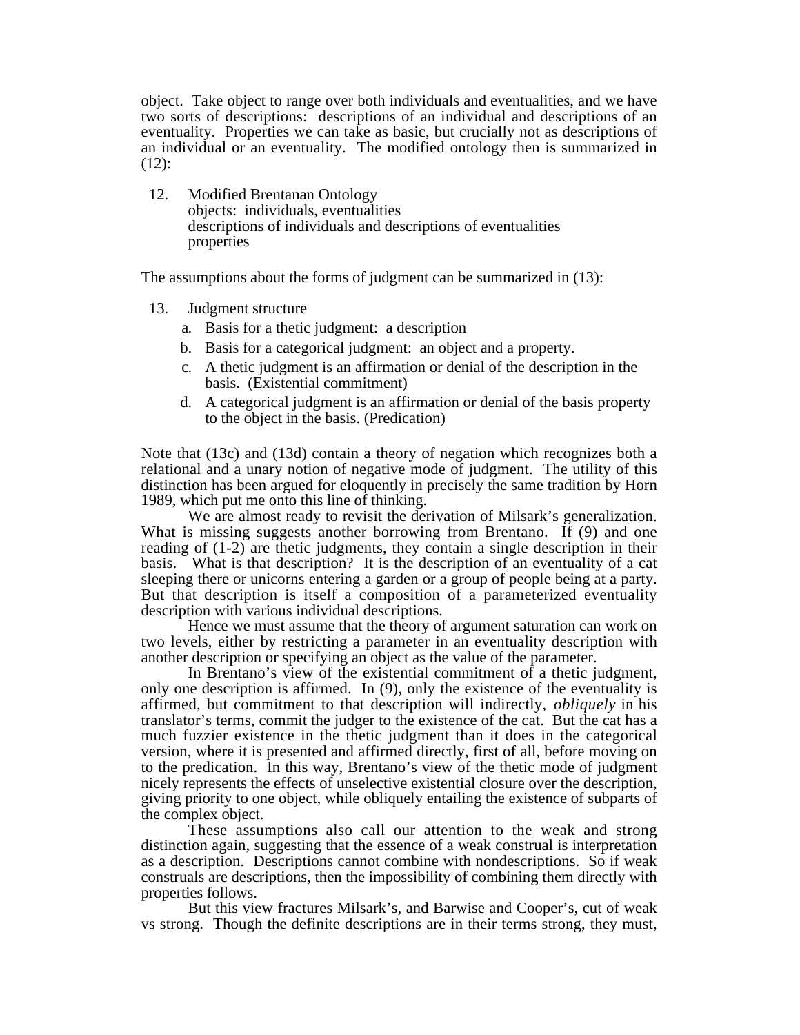object. Take object to range over both individuals and eventualities, and we have two sorts of descriptions: descriptions of an individual and descriptions of an eventuality. Properties we can take as basic, but crucially not as descriptions of an individual or an eventuality. The modified ontology then is summarized in (12):

12. Modified Brentanan Ontology
    objects: individuals, eventualities
    descriptions of individuals and descriptions of eventualities
    properties

The assumptions about the forms of judgment can be summarized in (13):

13. Judgment structure
    a. Basis for a thetic judgment: a description
    b. Basis for a categorical judgment: an object and a property.
    c. A thetic judgment is an affirmation or denial of the description in the basis. (Existential commitment)
    d. A categorical judgment is an affirmation or denial of the basis property to the object in the basis. (Predication)

Note that (13c) and (13d) contain a theory of negation which recognizes both a relational and a unary notion of negative mode of judgment. The utility of this distinction has been argued for eloquently in precisely the same tradition by Horn 1989, which put me onto this line of thinking.

We are almost ready to revisit the derivation of Milsark's generalization. What is missing suggests another borrowing from Brentano. If (9) and one reading of (1-2) are thetic judgments, they contain a single description in their basis. What is that description? It is the description of an eventuality of a cat sleeping there or unicorns entering a garden or a group of people being at a party. But that description is itself a composition of a parameterized eventuality description with various individual descriptions.

Hence we must assume that the theory of argument saturation can work on two levels, either by restricting a parameter in an eventuality description with another description or specifying an object as the value of the parameter.

In Brentano's view of the existential commitment of a thetic judgment, only one description is affirmed. In (9), only the existence of the eventuality is affirmed, but commitment to that description will indirectly, *obliquely* in his translator's terms, commit the judger to the existence of the cat. But the cat has a much fuzzier existence in the thetic judgment than it does in the categorical version, where it is presented and affirmed directly, first of all, before moving on to the predication. In this way, Brentano's view of the thetic mode of judgment nicely represents the effects of unselective existential closure over the description, giving priority to one object, while obliquely entailing the existence of subparts of the complex object.

These assumptions also call our attention to the weak and strong distinction again, suggesting that the essence of a weak construal is interpretation as a description. Descriptions cannot combine with nondescriptions. So if weak construals are descriptions, then the impossibility of combining them directly with properties follows.

But this view fractures Milsark's, and Barwise and Cooper's, cut of weak vs strong. Though the definite descriptions are in their terms strong, they must,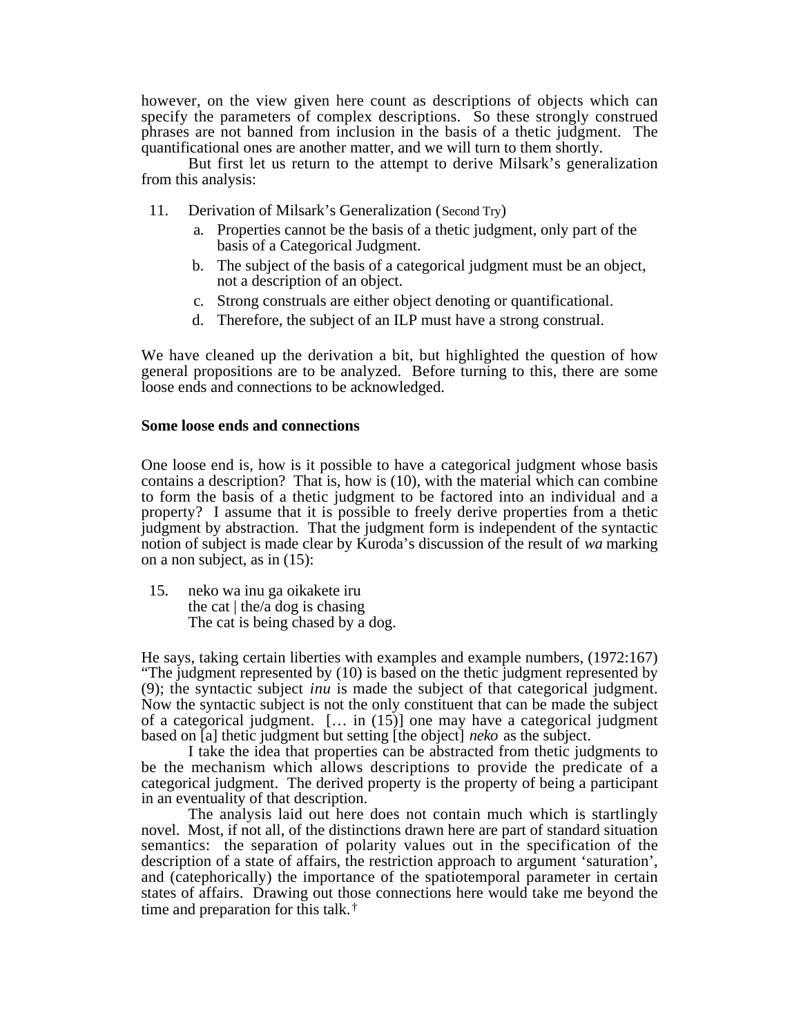however, on the view given here count as descriptions of objects which can specify the parameters of complex descriptions. So these strongly construed phrases are not banned from inclusion in the basis of a thetic judgment. The quantificational ones are another matter, and we will turn to them shortly.

But first let us return to the attempt to derive Milsark's generalization from this analysis:

11. Derivation of Milsark's Generalization (Second Try)
    a. Properties cannot be the basis of a thetic judgment, only part of the basis of a Categorical Judgment.
    b. The subject of the basis of a categorical judgment must be an object, not a description of an object.
    c. Strong construals are either object denoting or quantificational.
    d. Therefore, the subject of an ILP must have a strong construal.

We have cleaned up the derivation a bit, but highlighted the question of how general propositions are to be analyzed. Before turning to this, there are some loose ends and connections to be acknowledged.

**Some loose ends and connections**

One loose end is, how is it possible to have a categorical judgment whose basis contains a description? That is, how is (10), with the material which can combine to form the basis of a thetic judgment to be factored into an individual and a property? I assume that it is possible to freely derive properties from a thetic judgment by abstraction. That the judgment form is independent of the syntactic notion of subject is made clear by Kuroda's discussion of the result of *wa* marking on a non subject, as in (15):

15. neko wa inu ga oikakete iru
    the cat | the/a dog is chasing
    The cat is being chased by a dog.

He says, taking certain liberties with examples and example numbers, (1972:167) "The judgment represented by (10) is based on the thetic judgment represented by (9); the syntactic subject *inu* is made the subject of that categorical judgment. Now the syntactic subject is not the only constituent that can be made the subject of a categorical judgment. [… in (15)] one may have a categorical judgment based on [a] thetic judgment but setting [the object] *neko* as the subject.

I take the idea that properties can be abstracted from thetic judgments to be the mechanism which allows descriptions to provide the predicate of a categorical judgment. The derived property is the property of being a participant in an eventuality of that description.

The analysis laid out here does not contain much which is startlingly novel. Most, if not all, of the distinctions drawn here are part of standard situation semantics: the separation of polarity values out in the specification of the description of a state of affairs, the restriction approach to argument 'saturation', and (catephorically) the importance of the spatiotemporal parameter in certain states of affairs. Drawing out those connections here would take me beyond the time and preparation for this talk.†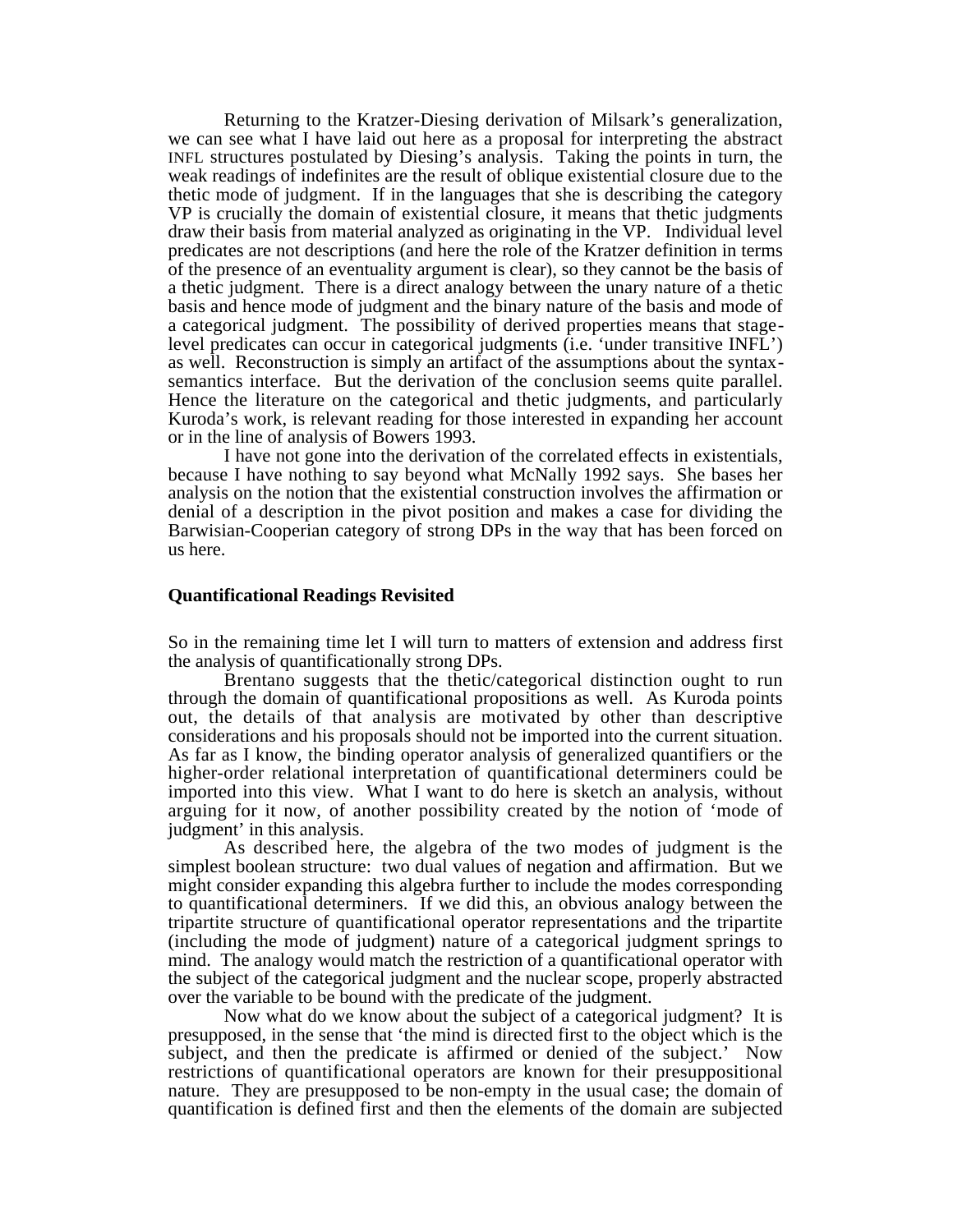Returning to the Kratzer-Diesing derivation of Milsark's generalization, we can see what I have laid out here as a proposal for interpreting the abstract INFL structures postulated by Diesing's analysis. Taking the points in turn, the weak readings of indefinites are the result of oblique existential closure due to the thetic mode of judgment. If in the languages that she is describing the category VP is crucially the domain of existential closure, it means that thetic judgments draw their basis from material analyzed as originating in the VP. Individual level predicates are not descriptions (and here the role of the Kratzer definition in terms of the presence of an eventuality argument is clear), so they cannot be the basis of a thetic judgment. There is a direct analogy between the unary nature of a thetic basis and hence mode of judgment and the binary nature of the basis and mode of a categorical judgment. The possibility of derived properties means that stage-level predicates can occur in categorical judgments (i.e. 'under transitive INFL') as well. Reconstruction is simply an artifact of the assumptions about the syntax-semantics interface. But the derivation of the conclusion seems quite parallel. Hence the literature on the categorical and thetic judgments, and particularly Kuroda's work, is relevant reading for those interested in expanding her account or in the line of analysis of Bowers 1993.

I have not gone into the derivation of the correlated effects in existentials, because I have nothing to say beyond what McNally 1992 says. She bases her analysis on the notion that the existential construction involves the affirmation or denial of a description in the pivot position and makes a case for dividing the Barwisian-Cooperian category of strong DPs in the way that has been forced on us here.

### Quantificational Readings Revisited

So in the remaining time let I will turn to matters of extension and address first the analysis of quantificationally strong DPs.

Brentano suggests that the thetic/categorical distinction ought to run through the domain of quantificational propositions as well. As Kuroda points out, the details of that analysis are motivated by other than descriptive considerations and his proposals should not be imported into the current situation. As far as I know, the binding operator analysis of generalized quantifiers or the higher-order relational interpretation of quantificational determiners could be imported into this view. What I want to do here is sketch an analysis, without arguing for it now, of another possibility created by the notion of 'mode of judgment' in this analysis.

As described here, the algebra of the two modes of judgment is the simplest boolean structure: two dual values of negation and affirmation. But we might consider expanding this algebra further to include the modes corresponding to quantificational determiners. If we did this, an obvious analogy between the tripartite structure of quantificational operator representations and the tripartite (including the mode of judgment) nature of a categorical judgment springs to mind. The analogy would match the restriction of a quantificational operator with the subject of the categorical judgment and the nuclear scope, properly abstracted over the variable to be bound with the predicate of the judgment.

Now what do we know about the subject of a categorical judgment? It is presupposed, in the sense that 'the mind is directed first to the object which is the subject, and then the predicate is affirmed or denied of the subject.' Now restrictions of quantificational operators are known for their presuppositional nature. They are presupposed to be non-empty in the usual case; the domain of quantification is defined first and then the elements of the domain are subjected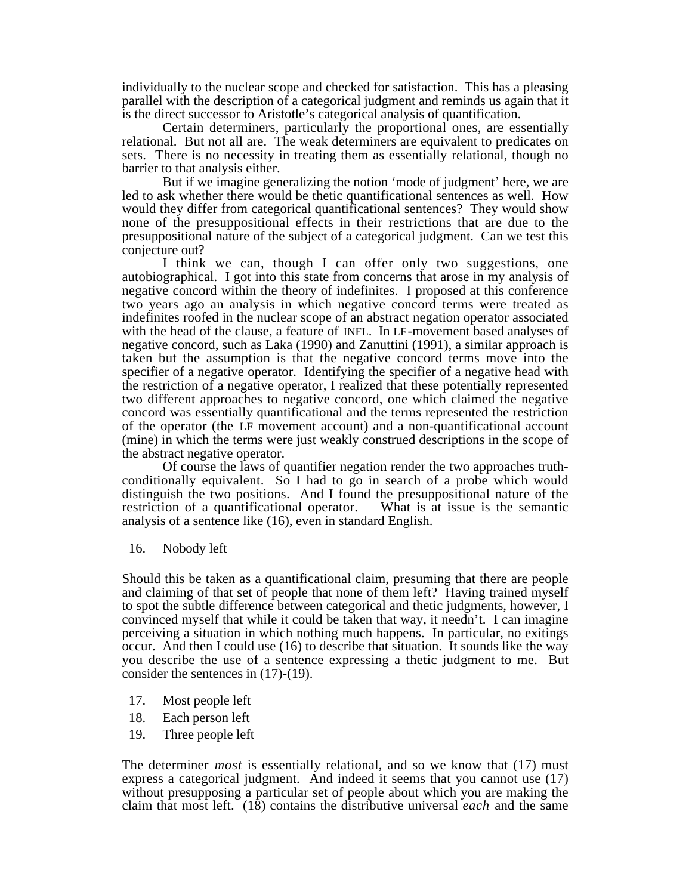individually to the nuclear scope and checked for satisfaction. This has a pleasing parallel with the description of a categorical judgment and reminds us again that it is the direct successor to Aristotle's categorical analysis of quantification.

Certain determiners, particularly the proportional ones, are essentially relational. But not all are. The weak determiners are equivalent to predicates on sets. There is no necessity in treating them as essentially relational, though no barrier to that analysis either.

But if we imagine generalizing the notion 'mode of judgment' here, we are led to ask whether there would be thetic quantificational sentences as well. How would they differ from categorical quantificational sentences? They would show none of the presuppositional effects in their restrictions that are due to the presuppositional nature of the subject of a categorical judgment. Can we test this conjecture out?

I think we can, though I can offer only two suggestions, one autobiographical. I got into this state from concerns that arose in my analysis of negative concord within the theory of indefinites. I proposed at this conference two years ago an analysis in which negative concord terms were treated as indefinites roofed in the nuclear scope of an abstract negation operator associated with the head of the clause, a feature of INFL. In LF-movement based analyses of negative concord, such as Laka (1990) and Zanuttini (1991), a similar approach is taken but the assumption is that the negative concord terms move into the specifier of a negative operator. Identifying the specifier of a negative head with the restriction of a negative operator, I realized that these potentially represented two different approaches to negative concord, one which claimed the negative concord was essentially quantificational and the terms represented the restriction of the operator (the LF movement account) and a non-quantificational account (mine) in which the terms were just weakly construed descriptions in the scope of the abstract negative operator.

Of course the laws of quantifier negation render the two approaches truth-conditionally equivalent. So I had to go in search of a probe which would distinguish the two positions. And I found the presuppositional nature of the restriction of a quantificational operator. What is at issue is the semantic analysis of a sentence like (16), even in standard English.

16. Nobody left

Should this be taken as a quantificational claim, presuming that there are people and claiming of that set of people that none of them left? Having trained myself to spot the subtle difference between categorical and thetic judgments, however, I convinced myself that while it could be taken that way, it needn't. I can imagine perceiving a situation in which nothing much happens. In particular, no exitings occur. And then I could use (16) to describe that situation. It sounds like the way you describe the use of a sentence expressing a thetic judgment to me. But consider the sentences in (17)-(19).

17. Most people left
18. Each person left
19. Three people left

The determiner *most* is essentially relational, and so we know that (17) must express a categorical judgment. And indeed it seems that you cannot use (17) without presupposing a particular set of people about which you are making the claim that most left. (18) contains the distributive universal *each* and the same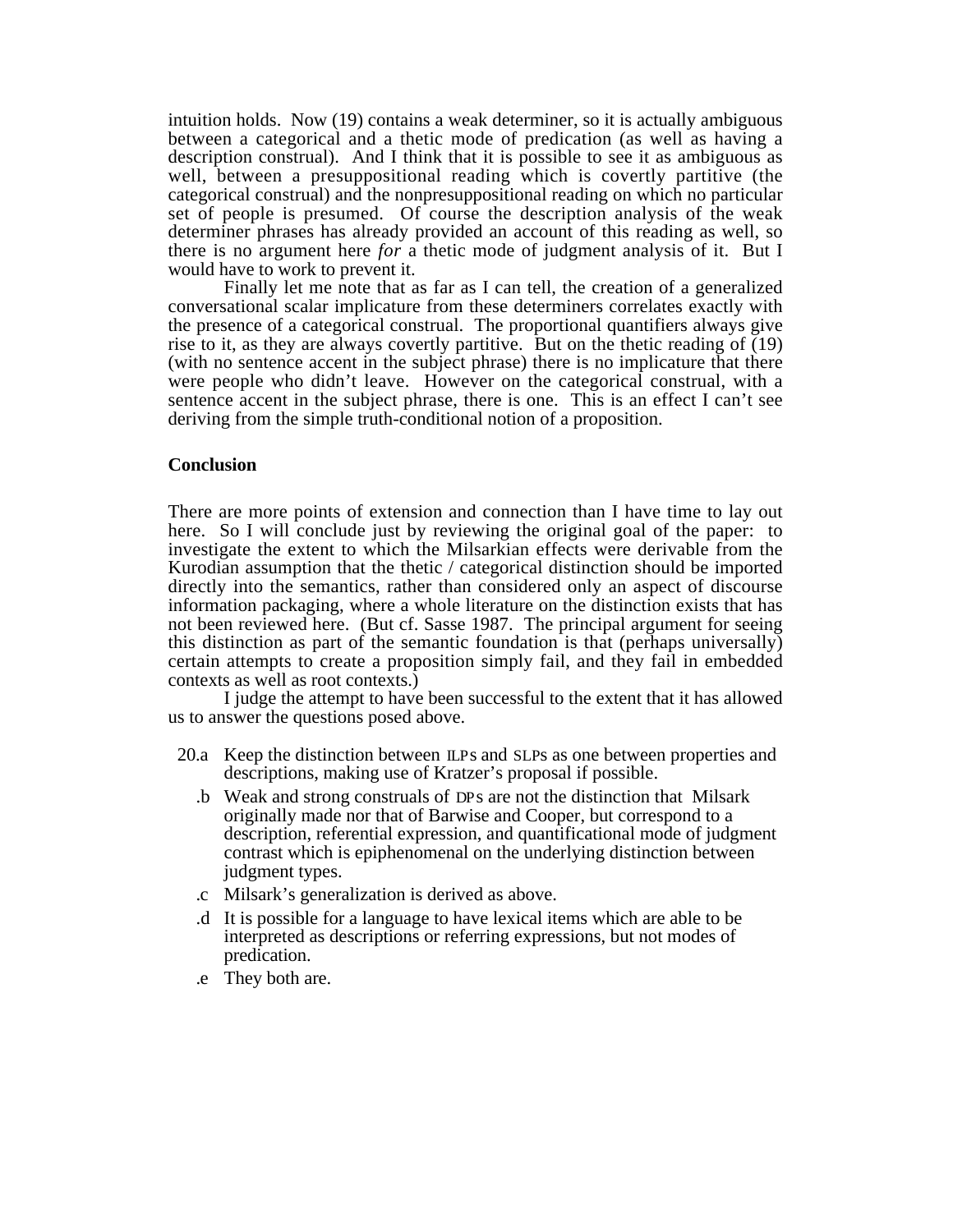intuition holds. Now (19) contains a weak determiner, so it is actually ambiguous between a categorical and a thetic mode of predication (as well as having a description construal). And I think that it is possible to see it as ambiguous as well, between a presuppositional reading which is covertly partitive (the categorical construal) and the nonpresuppositional reading on which no particular set of people is presumed. Of course the description analysis of the weak determiner phrases has already provided an account of this reading as well, so there is no argument here *for* a thetic mode of judgment analysis of it. But I would have to work to prevent it.

Finally let me note that as far as I can tell, the creation of a generalized conversational scalar implicature from these determiners correlates exactly with the presence of a categorical construal. The proportional quantifiers always give rise to it, as they are always covertly partitive. But on the thetic reading of (19) (with no sentence accent in the subject phrase) there is no implicature that there were people who didn't leave. However on the categorical construal, with a sentence accent in the subject phrase, there is one. This is an effect I can't see deriving from the simple truth-conditional notion of a proposition.

**Conclusion**

There are more points of extension and connection than I have time to lay out here. So I will conclude just by reviewing the original goal of the paper: to investigate the extent to which the Milsarkian effects were derivable from the Kurodian assumption that the thetic / categorical distinction should be imported directly into the semantics, rather than considered only an aspect of discourse information packaging, where a whole literature on the distinction exists that has not been reviewed here. (But cf. Sasse 1987. The principal argument for seeing this distinction as part of the semantic foundation is that (perhaps universally) certain attempts to create a proposition simply fail, and they fail in embedded contexts as well as root contexts.)

I judge the attempt to have been successful to the extent that it has allowed us to answer the questions posed above.

20.a Keep the distinction between ILPs and SLPs as one between properties and descriptions, making use of Kratzer's proposal if possible.

.b Weak and strong construals of DPs are not the distinction that Milsark originally made nor that of Barwise and Cooper, but correspond to a description, referential expression, and quantificational mode of judgment contrast which is epiphenomenal on the underlying distinction between judgment types.

.c Milsark's generalization is derived as above.

.d It is possible for a language to have lexical items which are able to be interpreted as descriptions or referring expressions, but not modes of predication.

.e They both are.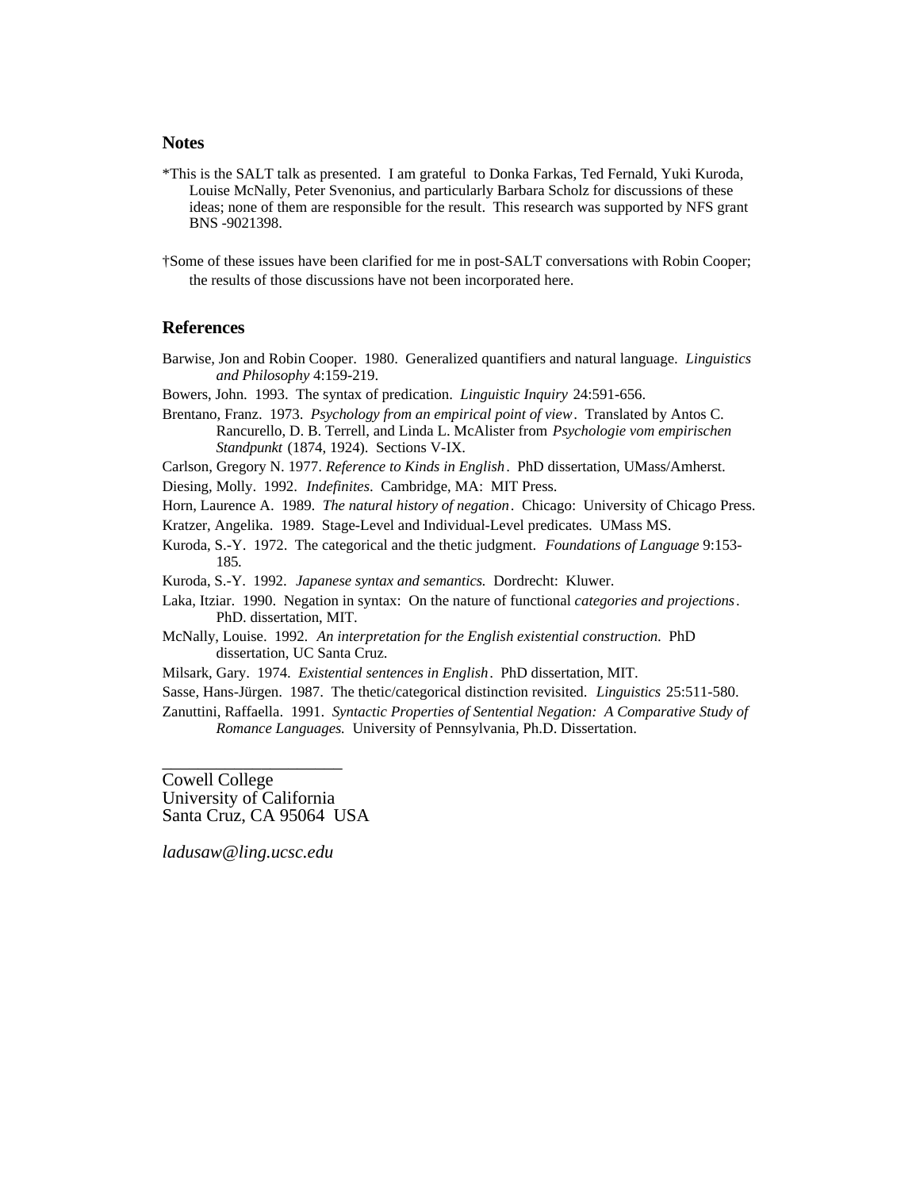## Notes

*This is the SALT talk as presented. I am grateful to Donka Farkas, Ted Fernald, Yuki Kuroda, Louise McNally, Peter Svenonius, and particularly Barbara Scholz for discussions of these ideas; none of them are responsible for the result. This research was supported by NFS grant BNS -9021398.

†Some of these issues have been clarified for me in post-SALT conversations with Robin Cooper; the results of those discussions have not been incorporated here.

## References

Barwise, Jon and Robin Cooper. 1980. Generalized quantifiers and natural language. *Linguistics and Philosophy* 4:159-219.

Bowers, John. 1993. The syntax of predication. *Linguistic Inquiry* 24:591-656.

Brentano, Franz. 1973. *Psychology from an empirical point of view*. Translated by Antos C. Rancurello, D. B. Terrell, and Linda L. McAlister from *Psychologie vom empirischen Standpunkt* (1874, 1924). Sections V-IX.

Carlson, Gregory N. 1977. *Reference to Kinds in English*. PhD dissertation, UMass/Amherst.

Diesing, Molly. 1992. *Indefinites*. Cambridge, MA: MIT Press.

Horn, Laurence A. 1989. *The natural history of negation*. Chicago: University of Chicago Press.

Kratzer, Angelika. 1989. Stage-Level and Individual-Level predicates. UMass MS.

Kuroda, S.-Y. 1972. The categorical and the thetic judgment. *Foundations of Language* 9:153-185.

Kuroda, S.-Y. 1992. *Japanese syntax and semantics.* Dordrecht: Kluwer.

Laka, Itziar. 1990. Negation in syntax: On the nature of functional *categories and projections*. PhD. dissertation, MIT.

McNally, Louise. 1992. *An interpretation for the English existential construction.* PhD dissertation, UC Santa Cruz.

Milsark, Gary. 1974. *Existential sentences in English*. PhD dissertation, MIT.

Sasse, Hans-Jürgen. 1987. The thetic/categorical distinction revisited. *Linguistics* 25:511-580.

Zanuttini, Raffaella. 1991. *Syntactic Properties of Sentential Negation: A Comparative Study of Romance Languages.* University of Pennsylvania, Ph.D. Dissertation.

Cowell College
University of California
Santa Cruz, CA 95064 USA

*ladusaw@ling.ucsc.edu*